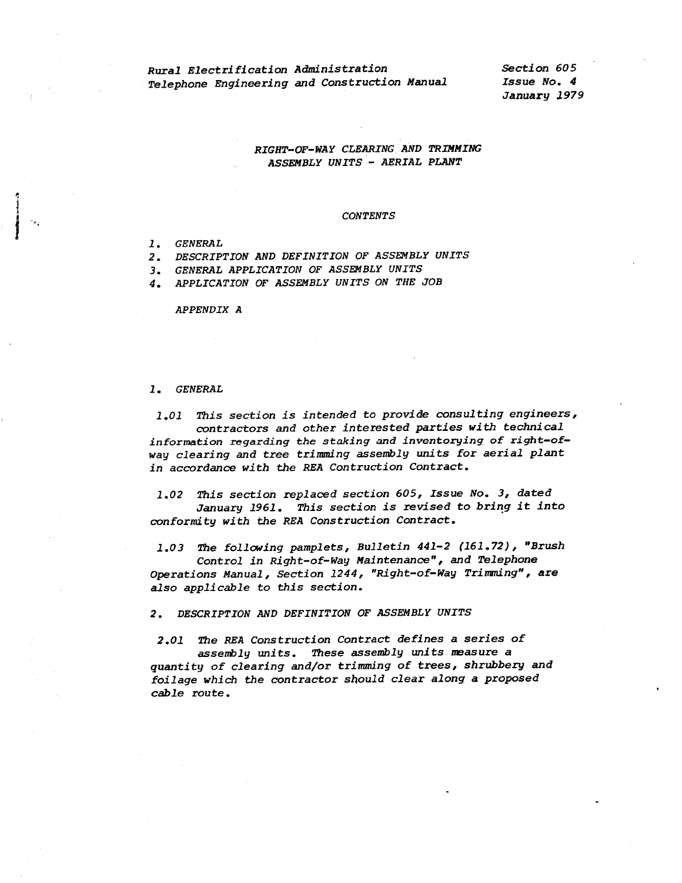Rural Electrification Administration
Telephone Engineering and Construction Manual

Section 605
Issue No. 4
January 1979

# RIGHT-OF-WAY CLEARING AND TRIMMING ASSEMBLY UNITS - AERIAL PLANT

## CONTENTS

1. GENERAL
2. DESCRIPTION AND DEFINITION OF ASSEMBLY UNITS
3. GENERAL APPLICATION OF ASSEMBLY UNITS
4. APPLICATION OF ASSEMBLY UNITS ON THE JOB

APPENDIX A

## 1. GENERAL

1.01 This section is intended to provide consulting engineers, contractors and other interested parties with technical information regarding the staking and inventorying of right-of-way clearing and tree trimming assembly units for aerial plant in accordance with the REA Contruction Contract.

1.02 This section replaced section 605, Issue No. 3, dated January 1961. This section is revised to bring it into conformity with the REA Construction Contract.

1.03 The following pamplets, Bulletin 441-2 (161.72), "Brush Control in Right-of-Way Maintenance", and Telephone Operations Manual, Section 1244, "Right-of-Way Trimming", are also applicable to this section.

## 2. DESCRIPTION AND DEFINITION OF ASSEMBLY UNITS

2.01 The REA Construction Contract defines a series of assembly units. These assembly units measure a quantity of clearing and/or trimming of trees, shrubbery and foilage which the contractor should clear along a proposed cable route.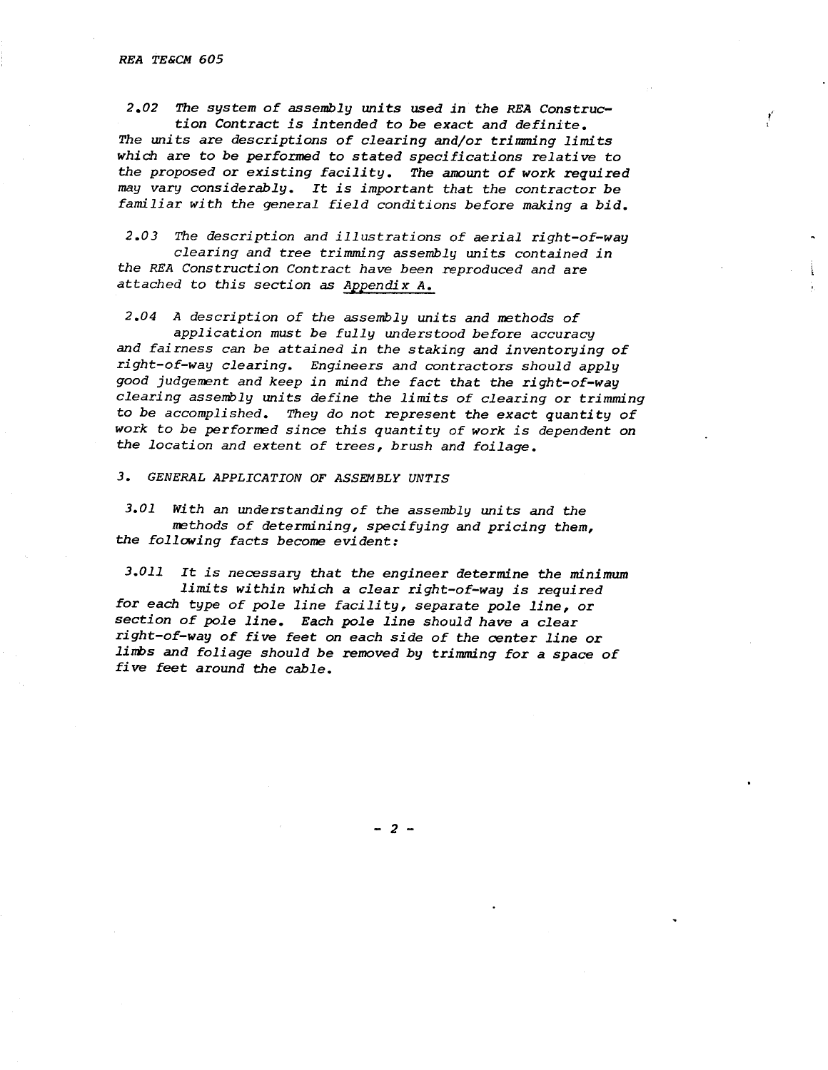*2.02 The system of assembly units used in the REA Construction Contract is intended to be exact and definite. The units are descriptions of clearing and/or trimming limits which are to be performed to stated specifications relative to the proposed or existing facility. The amount of work required may vary considerably. It is important that the contractor be familiar with the general field conditions before making a bid.*

*2.03 The description and illustrations of aerial right-of-way clearing and tree trimming assembly units contained in the REA Construction Contract have been reproduced and are attached to this section as Appendix A.*

*2.04 A description of the assembly units and methods of application must be fully understood before accuracy and fairness can be attained in the staking and inventorying of right-of-way clearing. Engineers and contractors should apply good judgement and keep in mind the fact that the right-of-way clearing assembly units define the limits of clearing or trimming to be accomplished. They do not represent the exact quantity of work to be performed since this quantity of work is dependent on the location and extent of trees, brush and foilage.*

## *3. GENERAL APPLICATION OF ASSEMBLY UNTIS*

*3.01 With an understanding of the assembly units and the methods of determining, specifying and pricing them, the following facts become evident:*

*3.011 It is necessary that the engineer determine the minimum limits within which a clear right-of-way is required for each type of pole line facility, separate pole line, or section of pole line. Each pole line should have a clear right-of-way of five feet on each side of the center line or limbs and foliage should be removed by trimming for a space of five feet around the cable.*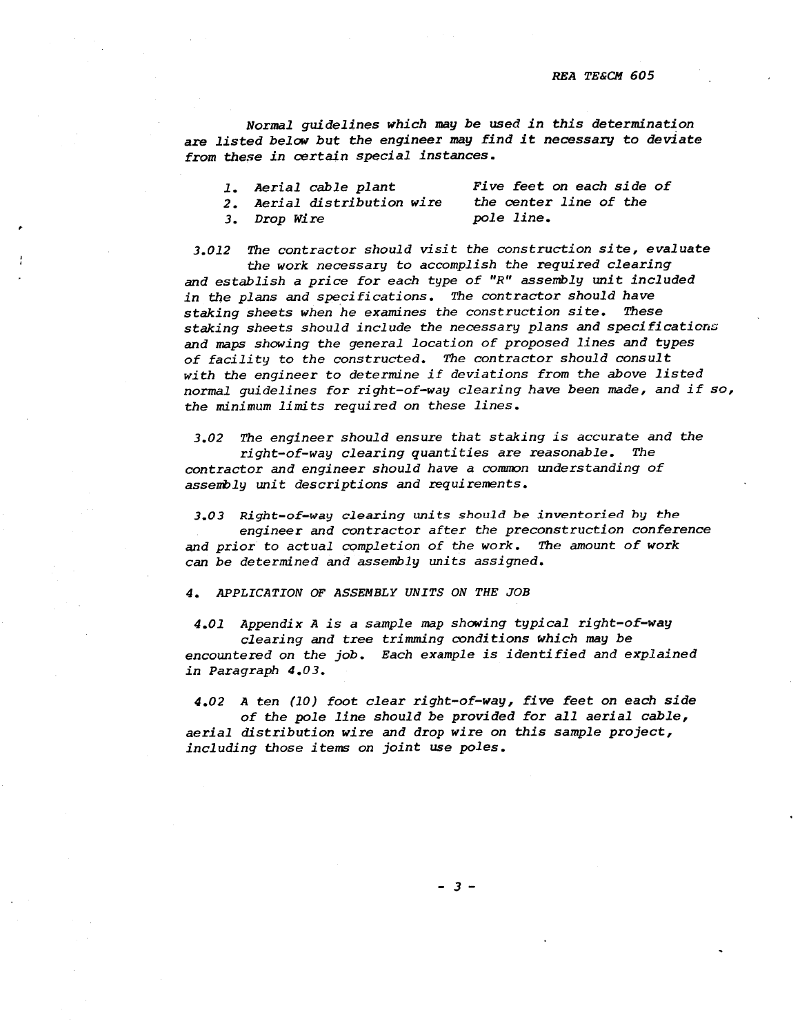*Normal guidelines which may be used in this determination are listed below but the engineer may find it necessary to deviate from these in certain special instances.*

| | |
|---|---|
| *1. Aerial cable plant* | *Five feet on each side of* |
| *2. Aerial distribution wire* | *the center line of the* |
| *3. Drop Wire* | *pole line.* |

*3.012 The contractor should visit the construction site, evaluate the work necessary to accomplish the required clearing and establish a price for each type of "R" assembly unit included in the plans and specifications. The contractor should have staking sheets when he examines the construction site. These staking sheets should include the necessary plans and specifications and maps showing the general location of proposed lines and types of facility to the constructed. The contractor should consult with the engineer to determine if deviations from the above listed normal guidelines for right-of-way clearing have been made, and if so, the minimum limits required on these lines.*

*3.02 The engineer should ensure that staking is accurate and the right-of-way clearing quantities are reasonable. The contractor and engineer should have a common understanding of assembly unit descriptions and requirements.*

*3.03 Right-of-way clearing units should be inventoried by the engineer and contractor after the preconstruction conference and prior to actual completion of the work. The amount of work can be determined and assembly units assigned.*

## *4. APPLICATION OF ASSEMBLY UNITS ON THE JOB*

*4.01 Appendix A is a sample map showing typical right-of-way clearing and tree trimming conditions which may be encountered on the job. Each example is identified and explained in Paragraph 4.03.*

*4.02 A ten (10) foot clear right-of-way, five feet on each side of the pole line should be provided for all aerial cable, aerial distribution wire and drop wire on this sample project, including those items on joint use poles.*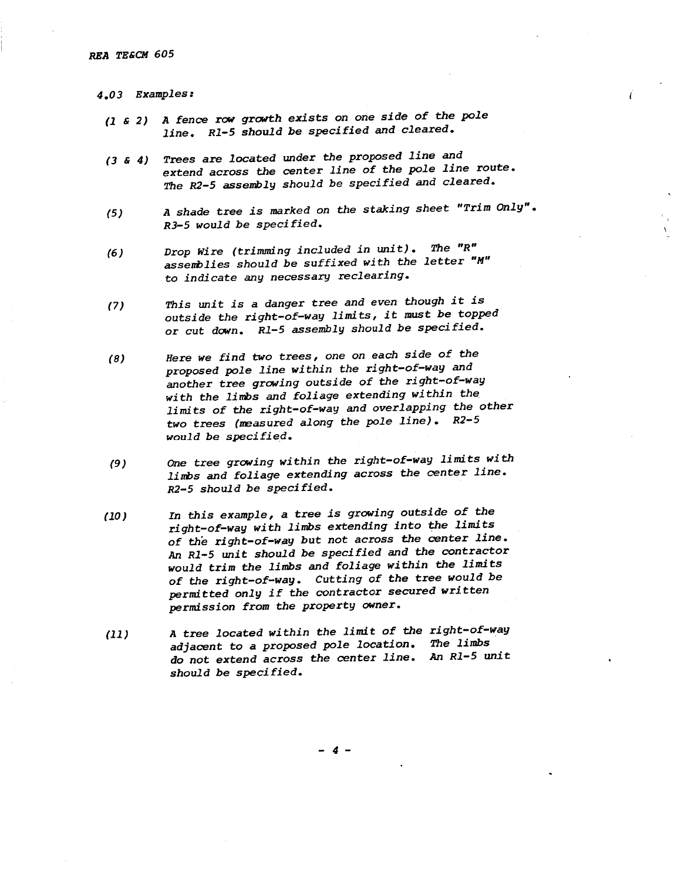4.03 *Examples:*

*(1 & 2)* *A fence row growth exists on one side of the pole line. R1-5 should be specified and cleared.*

*(3 & 4)* *Trees are located under the proposed line and extend across the center line of the pole line route. The R2-5 assembly should be specified and cleared.*

*(5)* *A shade tree is marked on the staking sheet "Trim Only". R3-5 would be specified.*

*(6)* *Drop Wire (trimming included in unit). The "R" assemblies should be suffixed with the letter "M" to indicate any necessary reclearing.*

*(7)* *This unit is a danger tree and even though it is outside the right-of-way limits, it must be topped or cut down. R1-5 assembly should be specified.*

*(8)* *Here we find two trees, one on each side of the proposed pole line within the right-of-way and another tree growing outside of the right-of-way with the limbs and foliage extending within the limits of the right-of-way and overlapping the other two trees (measured along the pole line). R2-5 would be specified.*

*(9)* *One tree growing within the right-of-way limits with limbs and foliage extending across the center line. R2-5 should be specified.*

*(10)* *In this example, a tree is growing outside of the right-of-way with limbs extending into the limits of the right-of-way but not across the center line. An R1-5 unit should be specified and the contractor would trim the limbs and foliage within the limits of the right-of-way. Cutting of the tree would be permitted only if the contractor secured written permission from the property owner.*

*(11)* *A tree located within the limit of the right-of-way adjacent to a proposed pole location. The limbs do not extend across the center line. An R1-5 unit should be specified.*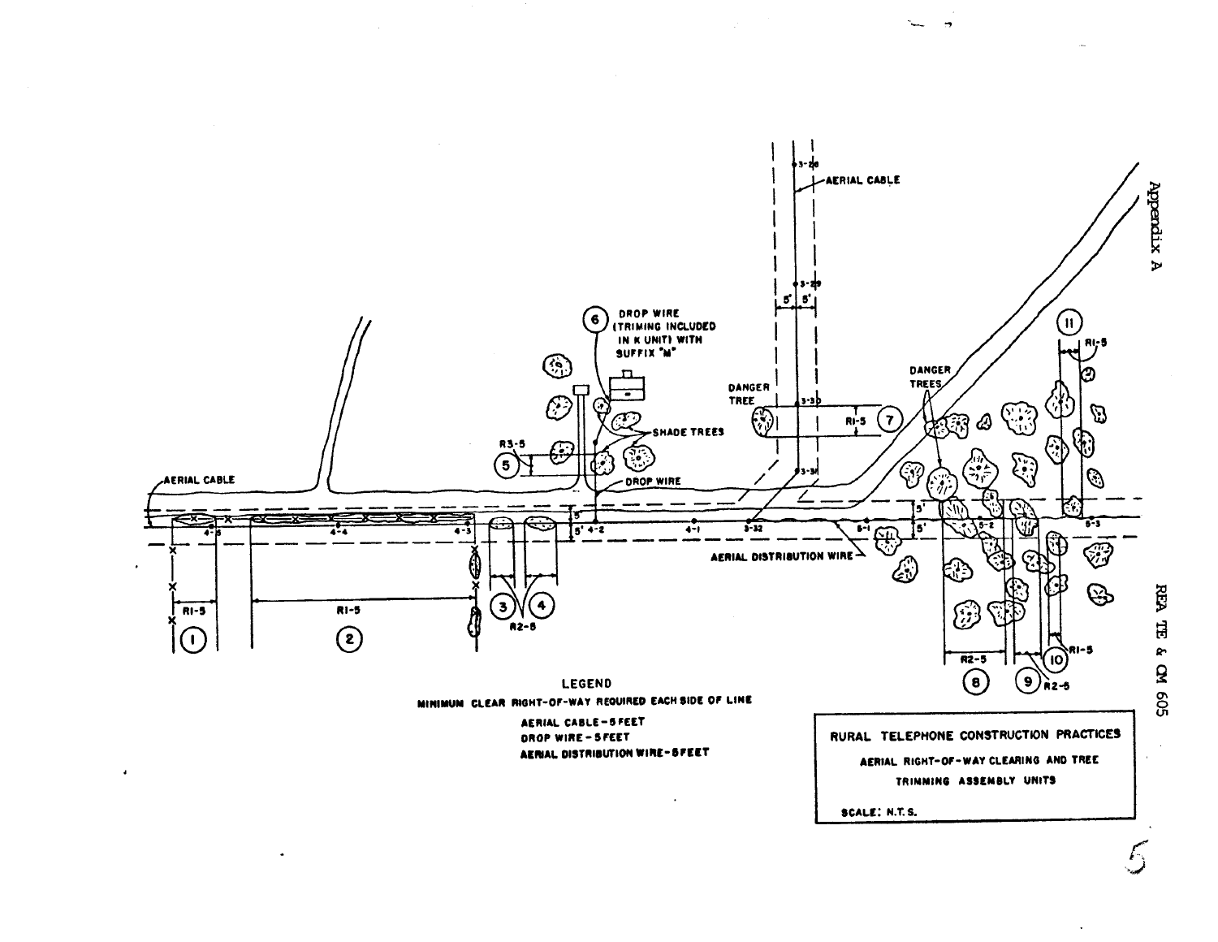Appendix A

REA TE & CM 605

AERIAL CABLE

DROP WIRE (TRIMING INCLUDED IN K UNIT) WITH SUFFIX "M"

SHADE TREES

DROP WIRE

DANGER TREE

DANGER TREES

AERIAL DISTRIBUTION WIRE

R1-5

R2-5

R3-5

5'

4-5 4-4 4-3 4-2 4-1 3-32 3-31 3-30 3-29 3-28 5-1 5-2 5-3

1 2 3 4 5 6 7 8 9 10 11

LEGEND

MINIMUM CLEAR RIGHT-OF-WAY REQUIRED EACH SIDE OF LINE

AERIAL CABLE - 5 FEET

DROP WIRE - 5 FEET

AERIAL DISTRIBUTION WIRE - 5 FEET

RURAL TELEPHONE CONSTRUCTION PRACTICES

AERIAL RIGHT-OF-WAY CLEARING AND TREE TRIMMING ASSEMBLY UNITS

SCALE: N.T.S.